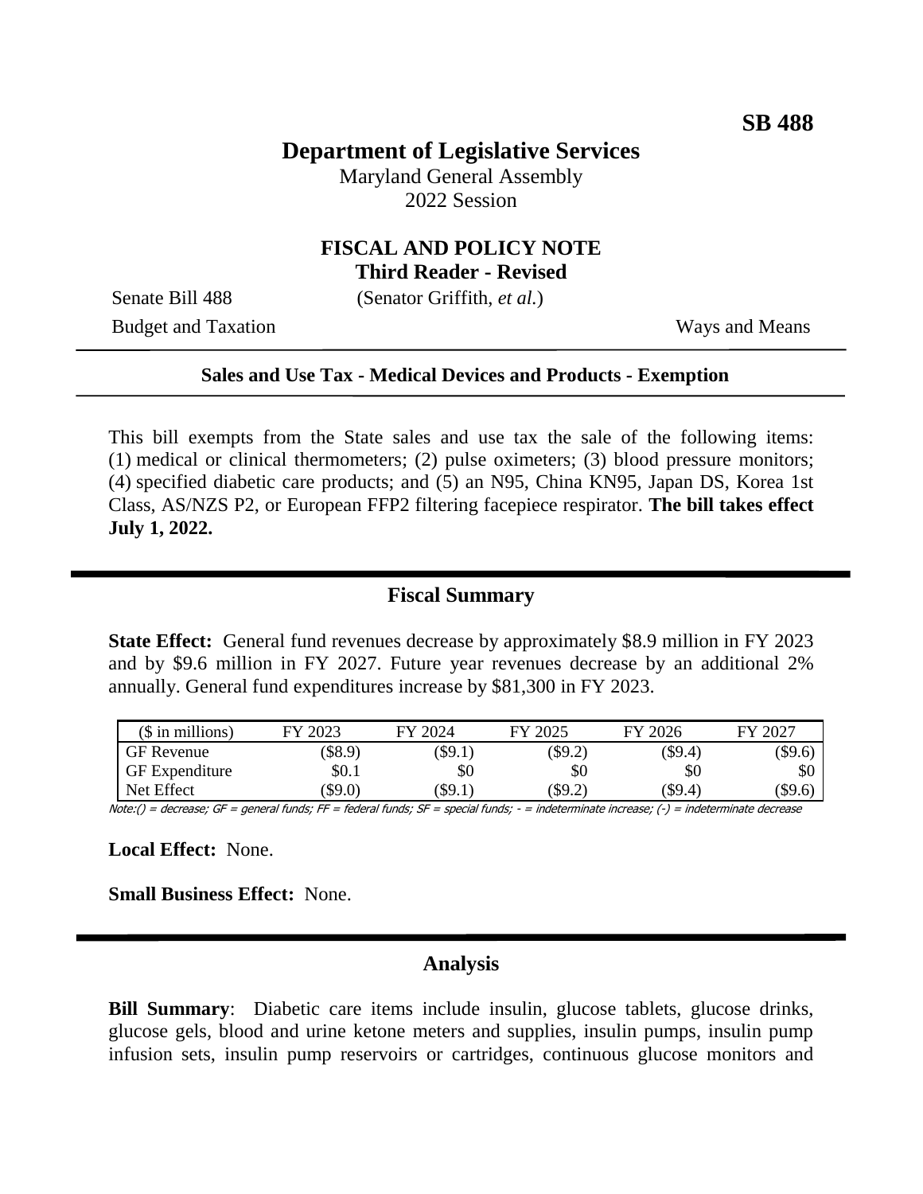**SB 488**

# Department of Legislative Services

Maryland General Assembly
2022 Session

## FISCAL AND POLICY NOTE
**Third Reader - Revised**

Senate Bill 488 (Senator Griffith, *et al.*)

Budget and Taxation Ways and Means

---

**Sales and Use Tax - Medical Devices and Products - Exemption**

---

This bill exempts from the State sales and use tax the sale of the following items: (1) medical or clinical thermometers; (2) pulse oximeters; (3) blood pressure monitors; (4) specified diabetic care products; and (5) an N95, China KN95, Japan DS, Korea 1st Class, AS/NZS P2, or European FFP2 filtering facepiece respirator. **The bill takes effect July 1, 2022.**

## Fiscal Summary

**State Effect:** General fund revenues decrease by approximately \$8.9 million in FY 2023 and by \$9.6 million in FY 2027. Future year revenues decrease by an additional 2% annually. General fund expenditures increase by \$81,300 in FY 2023.

| (\$ in millions) | FY 2023 | FY 2024 | FY 2025 | FY 2026 | FY 2027 |
|---|---|---|---|---|---|
| GF Revenue | (\$8.9) | (\$9.1) | (\$9.2) | (\$9.4) | (\$9.6) |
| GF Expenditure | \$0.1 | \$0 | \$0 | \$0 | \$0 |
| Net Effect | (\$9.0) | (\$9.1) | (\$9.2) | (\$9.4) | (\$9.6) |

Note:() = decrease; GF = general funds; FF = federal funds; SF = special funds; - = indeterminate increase; (-) = indeterminate decrease

**Local Effect:** None.

**Small Business Effect:** None.

## Analysis

**Bill Summary**: Diabetic care items include insulin, glucose tablets, glucose drinks, glucose gels, blood and urine ketone meters and supplies, insulin pumps, insulin pump infusion sets, insulin pump reservoirs or cartridges, continuous glucose monitors and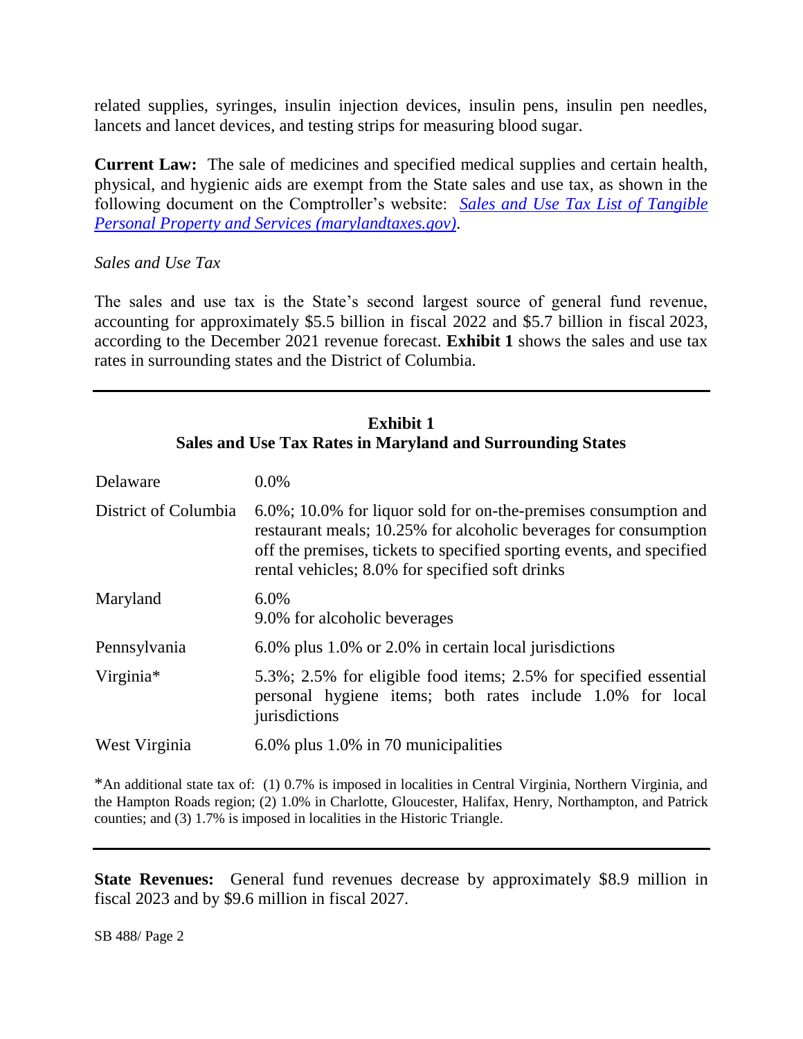related supplies, syringes, insulin injection devices, insulin pens, insulin pen needles, lancets and lancet devices, and testing strips for measuring blood sugar.

**Current Law:** The sale of medicines and specified medical supplies and certain health, physical, and hygienic aids are exempt from the State sales and use tax, as shown in the following document on the Comptroller's website: *Sales and Use Tax List of Tangible Personal Property and Services (marylandtaxes.gov)*.

*Sales and Use Tax*

The sales and use tax is the State's second largest source of general fund revenue, accounting for approximately $5.5 billion in fiscal 2022 and $5.7 billion in fiscal 2023, according to the December 2021 revenue forecast. **Exhibit 1** shows the sales and use tax rates in surrounding states and the District of Columbia.

**Exhibit 1**
**Sales and Use Tax Rates in Maryland and Surrounding States**

| | |
|---|---|
| Delaware | 0.0% |
| District of Columbia | 6.0%; 10.0% for liquor sold for on-the-premises consumption and restaurant meals; 10.25% for alcoholic beverages for consumption off the premises, tickets to specified sporting events, and specified rental vehicles; 8.0% for specified soft drinks |
| Maryland | 6.0%<br>9.0% for alcoholic beverages |
| Pennsylvania | 6.0% plus 1.0% or 2.0% in certain local jurisdictions |
| Virginia* | 5.3%; 2.5% for eligible food items; 2.5% for specified essential personal hygiene items; both rates include 1.0% for local jurisdictions |
| West Virginia | 6.0% plus 1.0% in 70 municipalities |

*An additional state tax of: (1) 0.7% is imposed in localities in Central Virginia, Northern Virginia, and the Hampton Roads region; (2) 1.0% in Charlotte, Gloucester, Halifax, Henry, Northampton, and Patrick counties; and (3) 1.7% is imposed in localities in the Historic Triangle.

**State Revenues:** General fund revenues decrease by approximately $8.9 million in fiscal 2023 and by $9.6 million in fiscal 2027.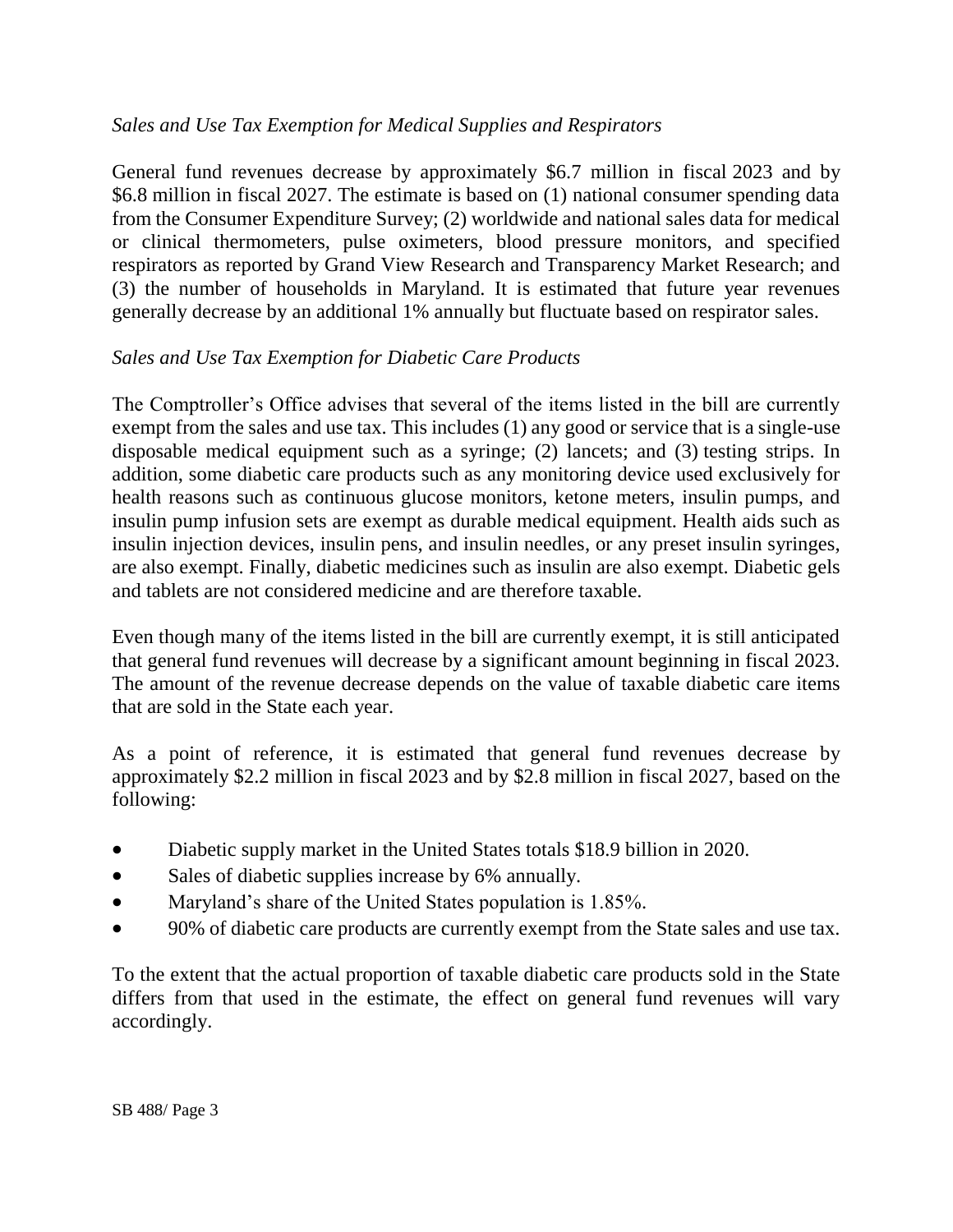*Sales and Use Tax Exemption for Medical Supplies and Respirators*

General fund revenues decrease by approximately $6.7 million in fiscal 2023 and by $6.8 million in fiscal 2027. The estimate is based on (1) national consumer spending data from the Consumer Expenditure Survey; (2) worldwide and national sales data for medical or clinical thermometers, pulse oximeters, blood pressure monitors, and specified respirators as reported by Grand View Research and Transparency Market Research; and (3) the number of households in Maryland. It is estimated that future year revenues generally decrease by an additional 1% annually but fluctuate based on respirator sales.

*Sales and Use Tax Exemption for Diabetic Care Products*

The Comptroller's Office advises that several of the items listed in the bill are currently exempt from the sales and use tax. This includes (1) any good or service that is a single-use disposable medical equipment such as a syringe; (2) lancets; and (3) testing strips. In addition, some diabetic care products such as any monitoring device used exclusively for health reasons such as continuous glucose monitors, ketone meters, insulin pumps, and insulin pump infusion sets are exempt as durable medical equipment. Health aids such as insulin injection devices, insulin pens, and insulin needles, or any preset insulin syringes, are also exempt. Finally, diabetic medicines such as insulin are also exempt. Diabetic gels and tablets are not considered medicine and are therefore taxable.

Even though many of the items listed in the bill are currently exempt, it is still anticipated that general fund revenues will decrease by a significant amount beginning in fiscal 2023. The amount of the revenue decrease depends on the value of taxable diabetic care items that are sold in the State each year.

As a point of reference, it is estimated that general fund revenues decrease by approximately $2.2 million in fiscal 2023 and by $2.8 million in fiscal 2027, based on the following:

- Diabetic supply market in the United States totals $18.9 billion in 2020.
- Sales of diabetic supplies increase by 6% annually.
- Maryland's share of the United States population is 1.85%.
- 90% of diabetic care products are currently exempt from the State sales and use tax.

To the extent that the actual proportion of taxable diabetic care products sold in the State differs from that used in the estimate, the effect on general fund revenues will vary accordingly.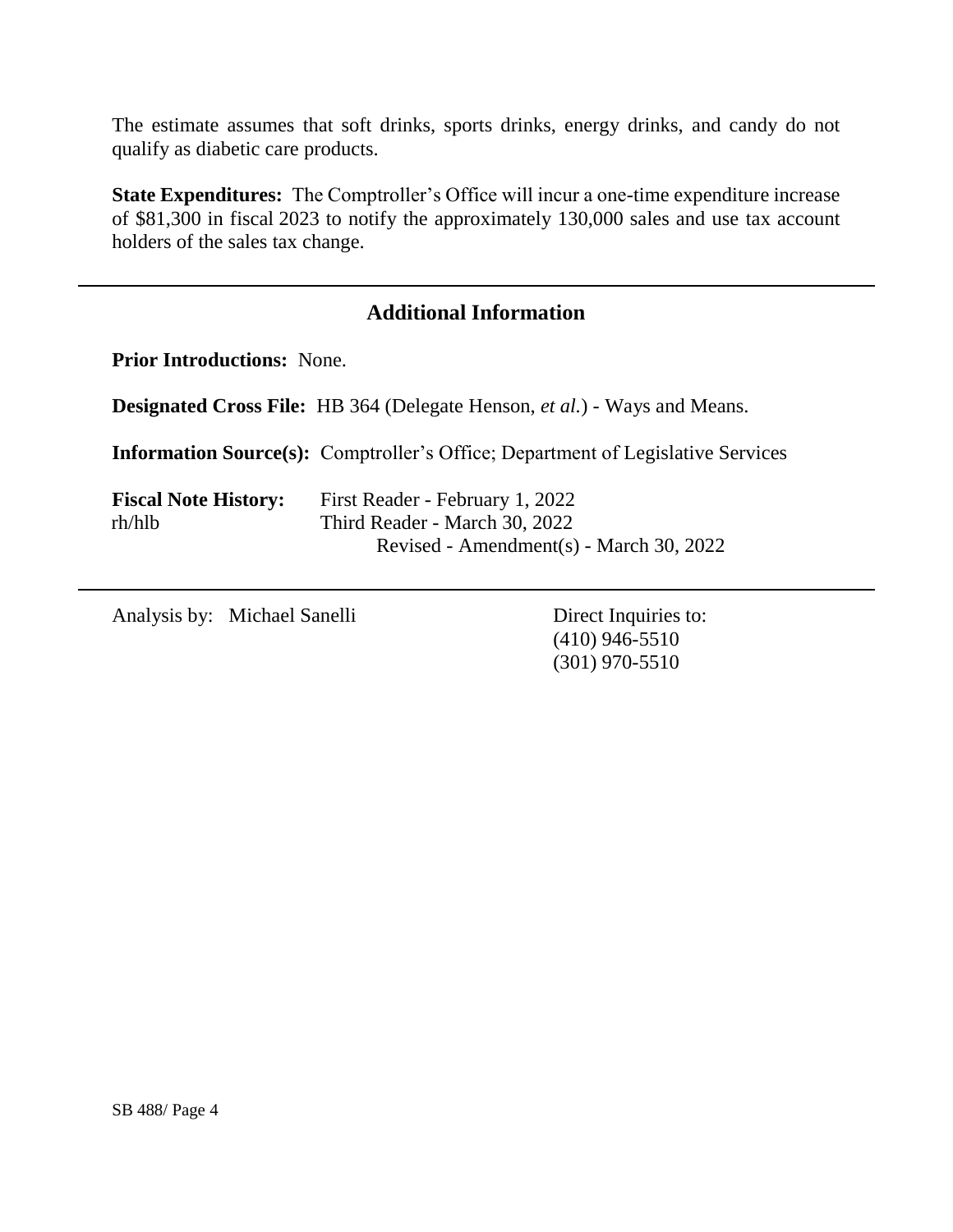The estimate assumes that soft drinks, sports drinks, energy drinks, and candy do not qualify as diabetic care products.

**State Expenditures:** The Comptroller's Office will incur a one-time expenditure increase of $81,300 in fiscal 2023 to notify the approximately 130,000 sales and use tax account holders of the sales tax change.

---

## Additional Information

**Prior Introductions:** None.

**Designated Cross File:** HB 364 (Delegate Henson, *et al.*) - Ways and Means.

**Information Source(s):** Comptroller's Office; Department of Legislative Services

**Fiscal Note History:** First Reader - February 1, 2022
rh/hlb Third Reader - March 30, 2022
Revised - Amendment(s) - March 30, 2022

---

Analysis by: Michael Sanelli

Direct Inquiries to:
(410) 946-5510
(301) 970-5510